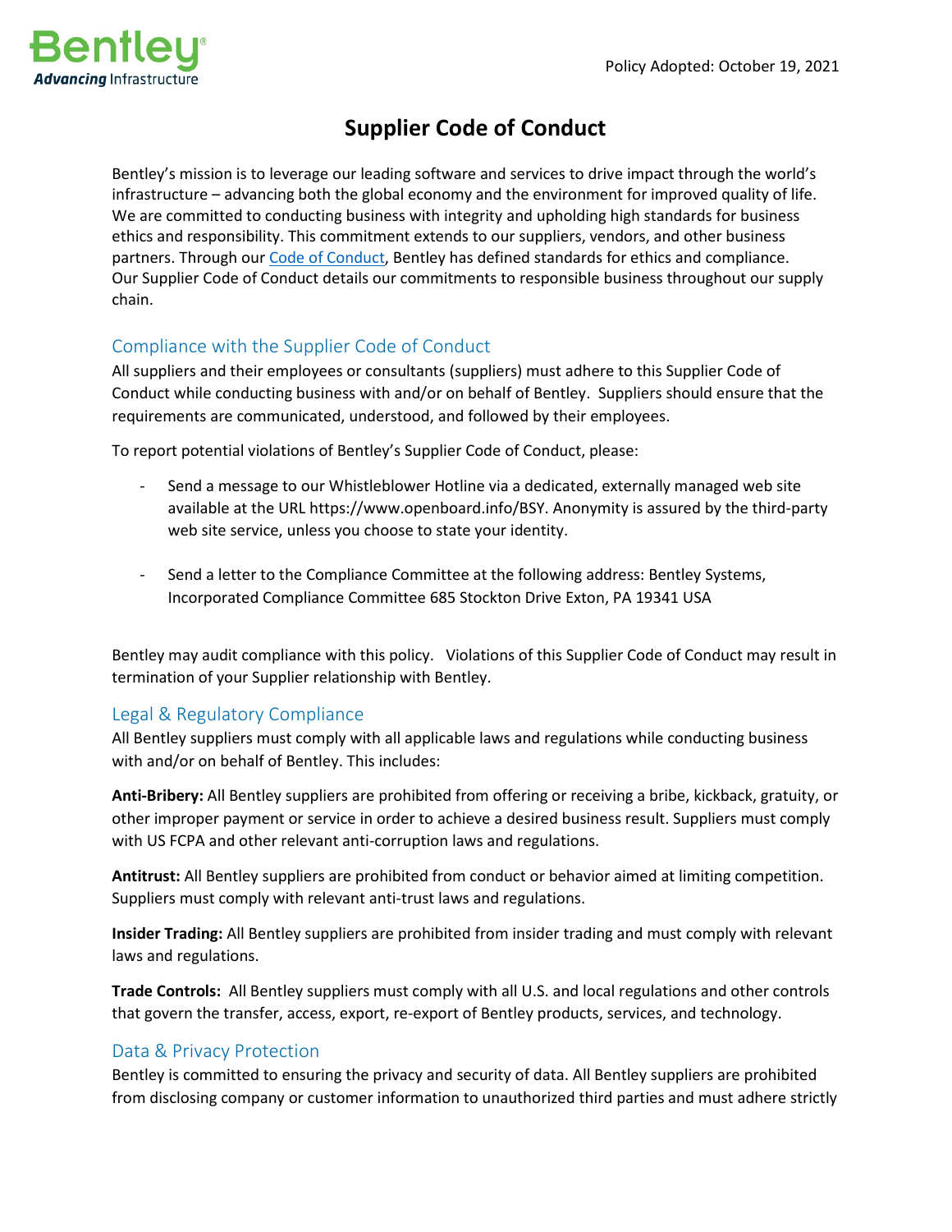Bentley
Advancing Infrastructure

Policy Adopted: October 19, 2021

# Supplier Code of Conduct

Bentley's mission is to leverage our leading software and services to drive impact through the world's infrastructure – advancing both the global economy and the environment for improved quality of life. We are committed to conducting business with integrity and upholding high standards for business ethics and responsibility. This commitment extends to our suppliers, vendors, and other business partners. Through our Code of Conduct, Bentley has defined standards for ethics and compliance. Our Supplier Code of Conduct details our commitments to responsible business throughout our supply chain.

## Compliance with the Supplier Code of Conduct

All suppliers and their employees or consultants (suppliers) must adhere to this Supplier Code of Conduct while conducting business with and/or on behalf of Bentley. Suppliers should ensure that the requirements are communicated, understood, and followed by their employees.

To report potential violations of Bentley's Supplier Code of Conduct, please:

- Send a message to our Whistleblower Hotline via a dedicated, externally managed web site available at the URL https://www.openboard.info/BSY. Anonymity is assured by the third-party web site service, unless you choose to state your identity.

- Send a letter to the Compliance Committee at the following address: Bentley Systems, Incorporated Compliance Committee 685 Stockton Drive Exton, PA 19341 USA

Bentley may audit compliance with this policy. Violations of this Supplier Code of Conduct may result in termination of your Supplier relationship with Bentley.

## Legal & Regulatory Compliance

All Bentley suppliers must comply with all applicable laws and regulations while conducting business with and/or on behalf of Bentley. This includes:

**Anti-Bribery:** All Bentley suppliers are prohibited from offering or receiving a bribe, kickback, gratuity, or other improper payment or service in order to achieve a desired business result. Suppliers must comply with US FCPA and other relevant anti-corruption laws and regulations.

**Antitrust:** All Bentley suppliers are prohibited from conduct or behavior aimed at limiting competition. Suppliers must comply with relevant anti-trust laws and regulations.

**Insider Trading:** All Bentley suppliers are prohibited from insider trading and must comply with relevant laws and regulations.

**Trade Controls:** All Bentley suppliers must comply with all U.S. and local regulations and other controls that govern the transfer, access, export, re-export of Bentley products, services, and technology.

## Data & Privacy Protection

Bentley is committed to ensuring the privacy and security of data. All Bentley suppliers are prohibited from disclosing company or customer information to unauthorized third parties and must adhere strictly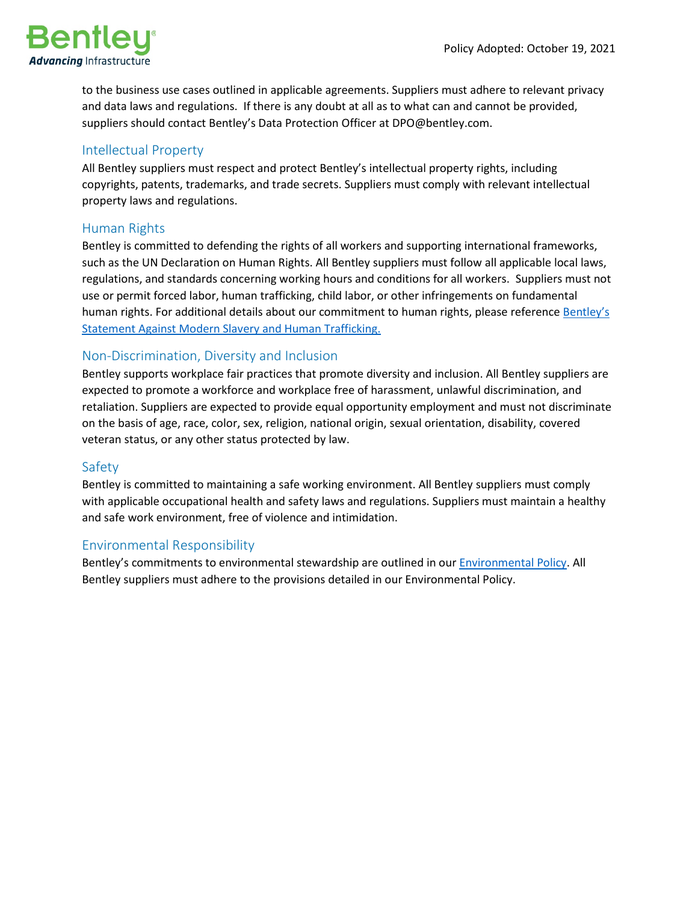to the business use cases outlined in applicable agreements. Suppliers must adhere to relevant privacy and data laws and regulations. If there is any doubt at all as to what can and cannot be provided, suppliers should contact Bentley's Data Protection Officer at DPO@bentley.com.

## Intellectual Property

All Bentley suppliers must respect and protect Bentley's intellectual property rights, including copyrights, patents, trademarks, and trade secrets. Suppliers must comply with relevant intellectual property laws and regulations.

## Human Rights

Bentley is committed to defending the rights of all workers and supporting international frameworks, such as the UN Declaration on Human Rights. All Bentley suppliers must follow all applicable local laws, regulations, and standards concerning working hours and conditions for all workers. Suppliers must not use or permit forced labor, human trafficking, child labor, or other infringements on fundamental human rights. For additional details about our commitment to human rights, please reference Bentley's Statement Against Modern Slavery and Human Trafficking.

## Non-Discrimination, Diversity and Inclusion

Bentley supports workplace fair practices that promote diversity and inclusion. All Bentley suppliers are expected to promote a workforce and workplace free of harassment, unlawful discrimination, and retaliation. Suppliers are expected to provide equal opportunity employment and must not discriminate on the basis of age, race, color, sex, religion, national origin, sexual orientation, disability, covered veteran status, or any other status protected by law.

## Safety

Bentley is committed to maintaining a safe working environment. All Bentley suppliers must comply with applicable occupational health and safety laws and regulations. Suppliers must maintain a healthy and safe work environment, free of violence and intimidation.

## Environmental Responsibility

Bentley's commitments to environmental stewardship are outlined in our Environmental Policy. All Bentley suppliers must adhere to the provisions detailed in our Environmental Policy.